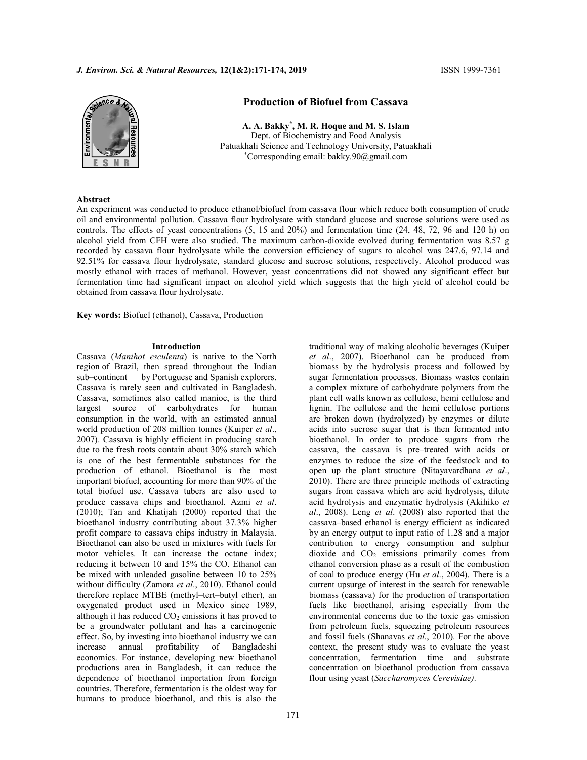# Production of Biofuel from Cassava

**A. A. Bakky[*], M. R. Hoque and M. S. Islam**

Dept. of Biochemistry and Food Analysis
Patuakhali Science and Technology University, Patuakhali
[*]Corresponding email: bakky.90@gmail.com

## Abstract

An experiment was conducted to produce ethanol/biofuel from cassava flour which reduce both consumption of crude oil and environmental pollution. Cassava flour hydrolysate with standard glucose and sucrose solutions were used as controls. The effects of yeast concentrations (5, 15 and 20%) and fermentation time (24, 48, 72, 96 and 120 h) on alcohol yield from CFH were also studied. The maximum carbon-dioxide evolved during fermentation was 8.57 g recorded by cassava flour hydrolysate while the conversion efficiency of sugars to alcohol was 247.6, 97.14 and 92.51% for cassava flour hydrolysate, standard glucose and sucrose solutions, respectively. Alcohol produced was mostly ethanol with traces of methanol. However, yeast concentrations did not showed any significant effect but fermentation time had significant impact on alcohol yield which suggests that the high yield of alcohol could be obtained from cassava flour hydrolysate.

**Key words:** Biofuel (ethanol), Cassava, Production

## Introduction

Cassava (*Manihot esculenta*) is native to the North region of Brazil, then spread throughout the Indian sub–continent by Portuguese and Spanish explorers. Cassava is rarely seen and cultivated in Bangladesh. Cassava, sometimes also called manioc, is the third largest source of carbohydrates for human consumption in the world, with an estimated annual world production of 208 million tonnes (Kuiper *et al*., 2007). Cassava is highly efficient in producing starch due to the fresh roots contain about 30% starch which is one of the best fermentable substances for the production of ethanol. Bioethanol is the most important biofuel, accounting for more than 90% of the total biofuel use. Cassava tubers are also used to produce cassava chips and bioethanol. Azmi *et al*. (2010); Tan and Khatijah (2000) reported that the bioethanol industry contributing about 37.3% higher profit compare to cassava chips industry in Malaysia. Bioethanol can also be used in mixtures with fuels for motor vehicles. It can increase the octane index; reducing it between 10 and 15% the CO. Ethanol can be mixed with unleaded gasoline between 10 to 25% without difficulty (Zamora *et al*., 2010). Ethanol could therefore replace MTBE (methyl–tert–butyl ether), an oxygenated product used in Mexico since 1989, although it has reduced $CO_2$ emissions it has proved to be a groundwater pollutant and has a carcinogenic effect. So, by investing into bioethanol industry we can increase annual profitability of Bangladeshi economics. For instance, developing new bioethanol productions area in Bangladesh, it can reduce the dependence of bioethanol importation from foreign countries. Therefore, fermentation is the oldest way for humans to produce bioethanol, and this is also the traditional way of making alcoholic beverages (Kuiper *et al*., 2007). Bioethanol can be produced from biomass by the hydrolysis process and followed by sugar fermentation processes. Biomass wastes contain a complex mixture of carbohydrate polymers from the plant cell walls known as cellulose, hemi cellulose and lignin. The cellulose and the hemi cellulose portions are broken down (hydrolyzed) by enzymes or dilute acids into sucrose sugar that is then fermented into bioethanol. In order to produce sugars from the cassava, the cassava is pre–treated with acids or enzymes to reduce the size of the feedstock and to open up the plant structure (Nitayavardhana *et al*., 2010). There are three principle methods of extracting sugars from cassava which are acid hydrolysis, dilute acid hydrolysis and enzymatic hydrolysis (Akihiko *et al*., 2008). Leng *et al*. (2008) also reported that the cassava–based ethanol is energy efficient as indicated by an energy output to input ratio of 1.28 and a major contribution to energy consumption and sulphur dioxide and $CO_2$ emissions primarily comes from ethanol conversion phase as a result of the combustion of coal to produce energy (Hu *et al*., 2004). There is a current upsurge of interest in the search for renewable biomass (cassava) for the production of transportation fuels like bioethanol, arising especially from the environmental concerns due to the toxic gas emission from petroleum fuels, squeezing petroleum resources and fossil fuels (Shanavas *et al*., 2010). For the above context, the present study was to evaluate the yeast concentration, fermentation time and substrate concentration on bioethanol production from cassava flour using yeast (*Saccharomyces Cerevisiae).*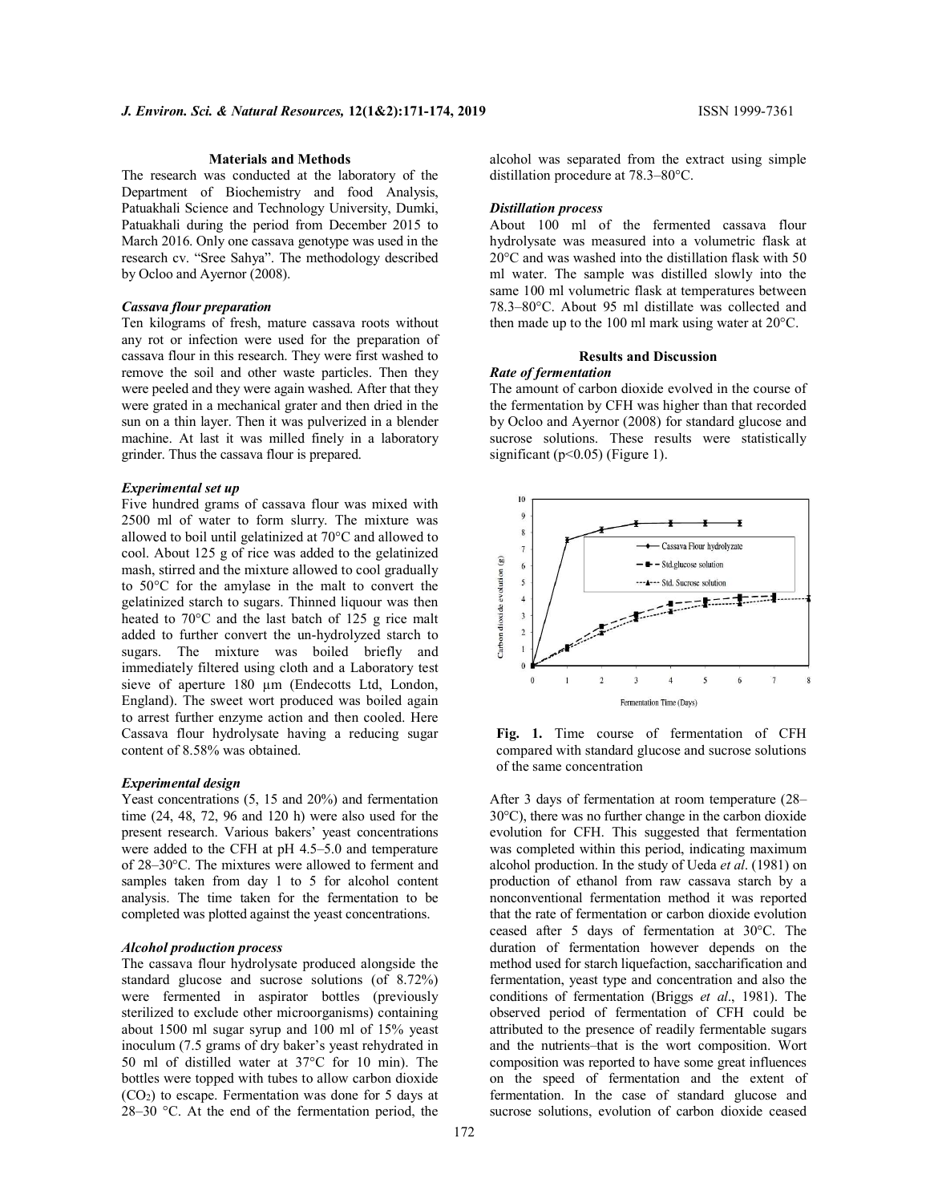## Materials and Methods

The research was conducted at the laboratory of the Department of Biochemistry and food Analysis, Patuakhali Science and Technology University, Dumki, Patuakhali during the period from December 2015 to March 2016. Only one cassava genotype was used in the research cv. "Sree Sahya". The methodology described by Ocloo and Ayernor (2008).

### *Cassava flour preparation*

Ten kilograms of fresh, mature cassava roots without any rot or infection were used for the preparation of cassava flour in this research. They were first washed to remove the soil and other waste particles. Then they were peeled and they were again washed. After that they were grated in a mechanical grater and then dried in the sun on a thin layer. Then it was pulverized in a blender machine. At last it was milled finely in a laboratory grinder. Thus the cassava flour is prepared.

### *Experimental set up*

Five hundred grams of cassava flour was mixed with 2500 ml of water to form slurry. The mixture was allowed to boil until gelatinized at 70°C and allowed to cool. About 125 g of rice was added to the gelatinized mash, stirred and the mixture allowed to cool gradually to 50°C for the amylase in the malt to convert the gelatinized starch to sugars. Thinned liquour was then heated to 70°C and the last batch of 125 g rice malt added to further convert the un-hydrolyzed starch to sugars. The mixture was boiled briefly and immediately filtered using cloth and a Laboratory test sieve of aperture 180 µm (Endecotts Ltd, London, England). The sweet wort produced was boiled again to arrest further enzyme action and then cooled. Here Cassava flour hydrolysate having a reducing sugar content of 8.58% was obtained.

### *Experimental design*

Yeast concentrations (5, 15 and 20%) and fermentation time (24, 48, 72, 96 and 120 h) were also used for the present research. Various bakers' yeast concentrations were added to the CFH at pH 4.5–5.0 and temperature of 28–30°C. The mixtures were allowed to ferment and samples taken from day 1 to 5 for alcohol content analysis. The time taken for the fermentation to be completed was plotted against the yeast concentrations.

### *Alcohol production process*

The cassava flour hydrolysate produced alongside the standard glucose and sucrose solutions (of 8.72%) were fermented in aspirator bottles (previously sterilized to exclude other microorganisms) containing about 1500 ml sugar syrup and 100 ml of 15% yeast inoculum (7.5 grams of dry baker's yeast rehydrated in 50 ml of distilled water at 37°C for 10 min). The bottles were topped with tubes to allow carbon dioxide ($CO_2$) to escape. Fermentation was done for 5 days at 28–30 °C. At the end of the fermentation period, the alcohol was separated from the extract using simple distillation procedure at 78.3–80°C.

### *Distillation process*

About 100 ml of the fermented cassava flour hydrolysate was measured into a volumetric flask at 20°C and was washed into the distillation flask with 50 ml water. The sample was distilled slowly into the same 100 ml volumetric flask at temperatures between 78.3–80°C. About 95 ml distillate was collected and then made up to the 100 ml mark using water at 20°C.

## Results and Discussion

### *Rate of fermentation*

The amount of carbon dioxide evolved in the course of the fermentation by CFH was higher than that recorded by Ocloo and Ayernor (2008) for standard glucose and sucrose solutions. These results were statistically significant ($p<0.05$) (Figure 1).

**Fig. 1.** Time course of fermentation of CFH compared with standard glucose and sucrose solutions of the same concentration

After 3 days of fermentation at room temperature (28–30°C), there was no further change in the carbon dioxide evolution for CFH. This suggested that fermentation was completed within this period, indicating maximum alcohol production. In the study of Ueda *et al*. (1981) on production of ethanol from raw cassava starch by a nonconventional fermentation method it was reported that the rate of fermentation or carbon dioxide evolution ceased after 5 days of fermentation at 30°C. The duration of fermentation however depends on the method used for starch liquefaction, saccharification and fermentation, yeast type and concentration and also the conditions of fermentation (Briggs *et al*., 1981). The observed period of fermentation of CFH could be attributed to the presence of readily fermentable sugars and the nutrients–that is the wort composition. Wort composition was reported to have some great influences on the speed of fermentation and the extent of fermentation. In the case of standard glucose and sucrose solutions, evolution of carbon dioxide ceased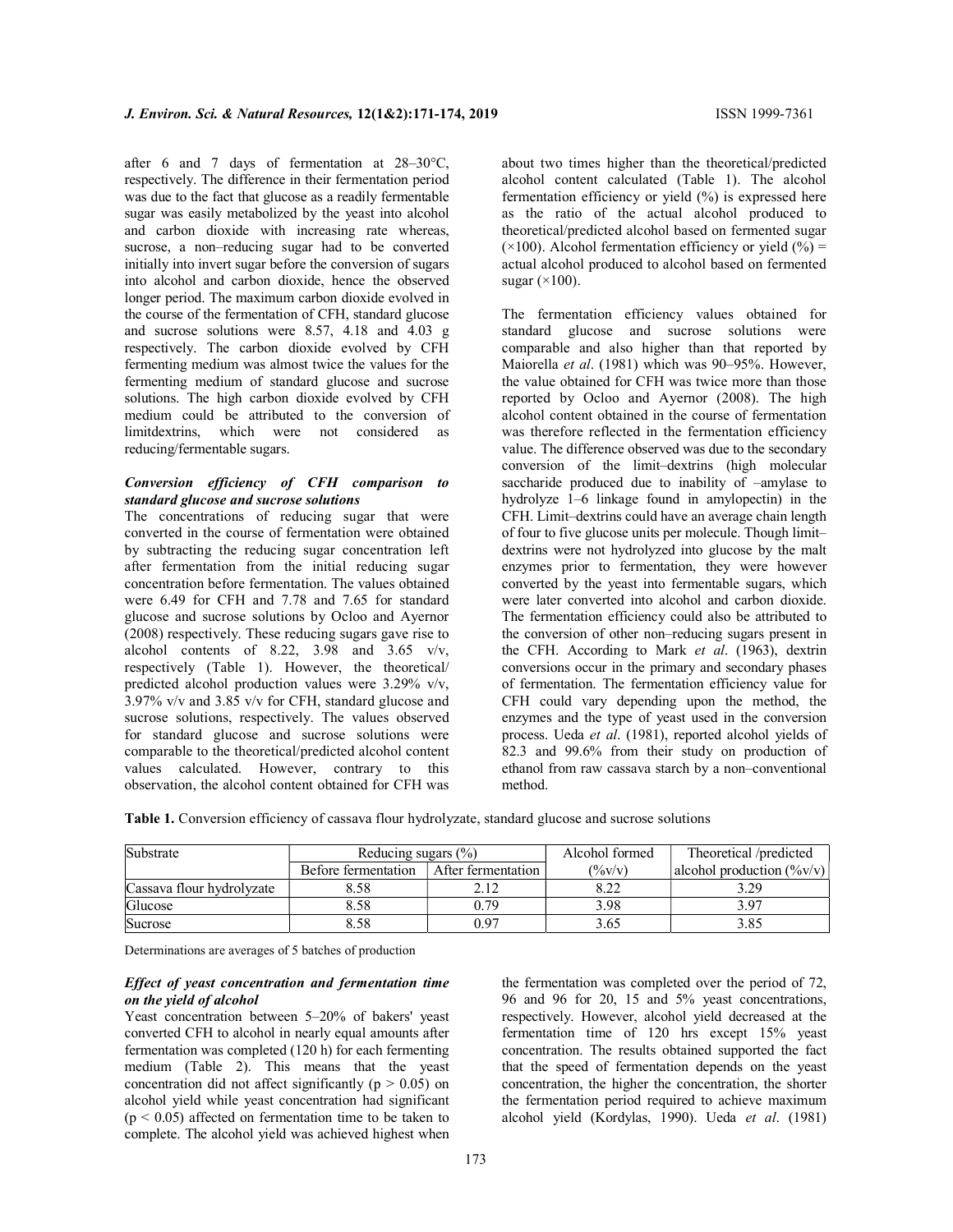after 6 and 7 days of fermentation at 28–30°C, respectively. The difference in their fermentation period was due to the fact that glucose as a readily fermentable sugar was easily metabolized by the yeast into alcohol and carbon dioxide with increasing rate whereas, sucrose, a non–reducing sugar had to be converted initially into invert sugar before the conversion of sugars into alcohol and carbon dioxide, hence the observed longer period. The maximum carbon dioxide evolved in the course of the fermentation of CFH, standard glucose and sucrose solutions were 8.57, 4.18 and 4.03 g respectively. The carbon dioxide evolved by CFH fermenting medium was almost twice the values for the fermenting medium of standard glucose and sucrose solutions. The high carbon dioxide evolved by CFH medium could be attributed to the conversion of limitdextrins, which were not considered as reducing/fermentable sugars.

### *Conversion efficiency of CFH comparison to standard glucose and sucrose solutions*

The concentrations of reducing sugar that were converted in the course of fermentation were obtained by subtracting the reducing sugar concentration left after fermentation from the initial reducing sugar concentration before fermentation. The values obtained were 6.49 for CFH and 7.78 and 7.65 for standard glucose and sucrose solutions by Ocloo and Ayernor (2008) respectively. These reducing sugars gave rise to alcohol contents of 8.22, 3.98 and 3.65 v/v, respectively (Table 1). However, the theoretical/predicted alcohol production values were 3.29% v/v, 3.97% v/v and 3.85 v/v for CFH, standard glucose and sucrose solutions, respectively. The values observed for standard glucose and sucrose solutions were comparable to the theoretical/predicted alcohol content values calculated. However, contrary to this observation, the alcohol content obtained for CFH was about two times higher than the theoretical/predicted alcohol content calculated (Table 1). The alcohol fermentation efficiency or yield (%) is expressed here as the ratio of the actual alcohol produced to theoretical/predicted alcohol based on fermented sugar (×100). Alcohol fermentation efficiency or yield (%) = actual alcohol produced to alcohol based on fermented sugar (×100).

The fermentation efficiency values obtained for standard glucose and sucrose solutions were comparable and also higher than that reported by Maiorella *et al*. (1981) which was 90–95%. However, the value obtained for CFH was twice more than those reported by Ocloo and Ayernor (2008). The high alcohol content obtained in the course of fermentation was therefore reflected in the fermentation efficiency value. The difference observed was due to the secondary conversion of the limit–dextrins (high molecular saccharide produced due to inability of –amylase to hydrolyze 1–6 linkage found in amylopectin) in the CFH. Limit–dextrins could have an average chain length of four to five glucose units per molecule. Though limit–dextrins were not hydrolyzed into glucose by the malt enzymes prior to fermentation, they were however converted by the yeast into fermentable sugars, which were later converted into alcohol and carbon dioxide. The fermentation efficiency could also be attributed to the conversion of other non–reducing sugars present in the CFH. According to Mark *et al*. (1963), dextrin conversions occur in the primary and secondary phases of fermentation. The fermentation efficiency value for CFH could vary depending upon the method, the enzymes and the type of yeast used in the conversion process. Ueda *et al*. (1981), reported alcohol yields of 82.3 and 99.6% from their study on production of ethanol from raw cassava starch by a non–conventional method.

**Table 1.** Conversion efficiency of cassava flour hydrolyzate, standard glucose and sucrose solutions

| Substrate | Reducing sugars (%) | | Alcohol formed | Theoretical /predicted |
|---|---|---|---|---|
| | Before fermentation | After fermentation | (%v/v) | alcohol production (%v/v) |
| Cassava flour hydrolyzate | 8.58 | 2.12 | 8.22 | 3.29 |
| Glucose | 8.58 | 0.79 | 3.98 | 3.97 |
| Sucrose | 8.58 | 0.97 | 3.65 | 3.85 |

Determinations are averages of 5 batches of production

### *Effect of yeast concentration and fermentation time on the yield of alcohol*

Yeast concentration between 5–20% of bakers' yeast converted CFH to alcohol in nearly equal amounts after fermentation was completed (120 h) for each fermenting medium (Table 2). This means that the yeast concentration did not affect significantly ($p > 0.05$) on alcohol yield while yeast concentration had significant ($p < 0.05$) affected on fermentation time to be taken to complete. The alcohol yield was achieved highest when the fermentation was completed over the period of 72, 96 and 96 for 20, 15 and 5% yeast concentrations, respectively. However, alcohol yield decreased at the fermentation time of 120 hrs except 15% yeast concentration. The results obtained supported the fact that the speed of fermentation depends on the yeast concentration, the higher the concentration, the shorter the fermentation period required to achieve maximum alcohol yield (Kordylas, 1990). Ueda *et al*. (1981)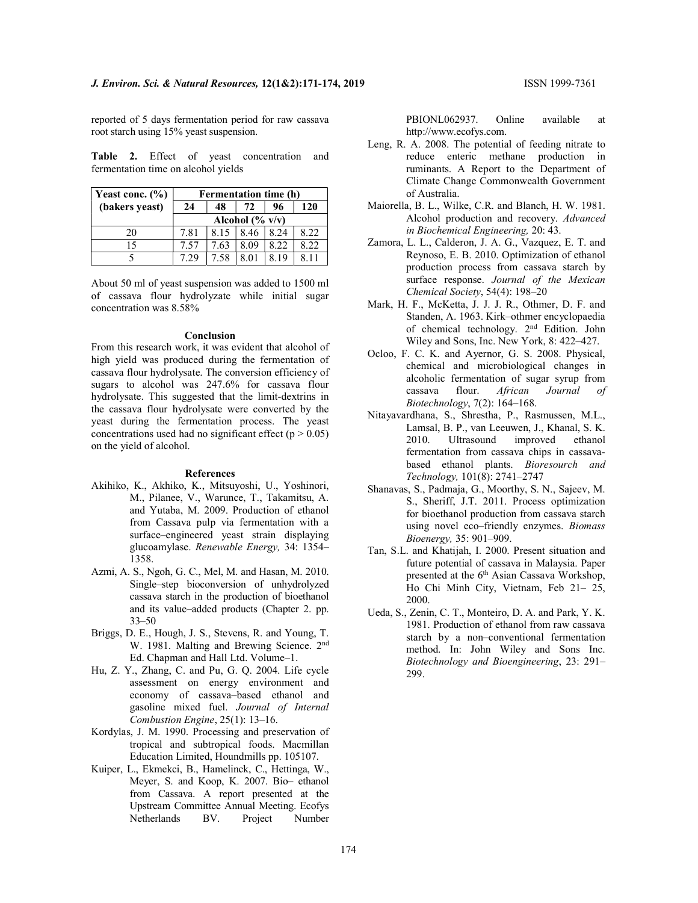reported of 5 days fermentation period for raw cassava root starch using 15% yeast suspension.

**Table 2.** Effect of yeast concentration and fermentation time on alcohol yields

| Yeast conc. (%) (bakers yeast) | Fermentation time (h) | | | | |
|---|---|---|---|---|---|
| | 24 | 48 | 72 | 96 | 120 |
| | Alcohol (% v/v) | | | | |
| 20 | 7.81 | 8.15 | 8.46 | 8.24 | 8.22 |
| 15 | 7.57 | 7.63 | 8.09 | 8.22 | 8.22 |
| 5 | 7.29 | 7.58 | 8.01 | 8.19 | 8.11 |

About 50 ml of yeast suspension was added to 1500 ml of cassava flour hydrolyzate while initial sugar concentration was 8.58%

## Conclusion

From this research work, it was evident that alcohol of high yield was produced during the fermentation of cassava flour hydrolysate. The conversion efficiency of sugars to alcohol was 247.6% for cassava flour hydrolysate. This suggested that the limit-dextrins in the cassava flour hydrolysate were converted by the yeast during the fermentation process. The yeast concentrations used had no significant effect ($p > 0.05$) on the yield of alcohol.

## References

Akihiko, K., Akhiko, K., Mitsuyoshi, U., Yoshinori, M., Pilanee, V., Warunce, T., Takamitsu, A. and Yutaba, M. 2009. Production of ethanol from Cassava pulp via fermentation with a surface–engineered yeast strain displaying glucoamylase. *Renewable Energy,* 34: 1354–1358.

Azmi, A. S., Ngoh, G. C., Mel, M. and Hasan, M. 2010. Single–step bioconversion of unhydrolyzed cassava starch in the production of bioethanol and its value–added products (Chapter 2. pp. 33–50

Briggs, D. E., Hough, J. S., Stevens, R. and Young, T. W. 1981. Malting and Brewing Science. 2nd Ed. Chapman and Hall Ltd. Volume–1.

Hu, Z. Y., Zhang, C. and Pu, G. Q. 2004. Life cycle assessment on energy environment and economy of cassava–based ethanol and gasoline mixed fuel. *Journal of Internal Combustion Engine*, 25(1): 13–16.

Kordylas, J. M. 1990. Processing and preservation of tropical and subtropical foods. Macmillan Education Limited, Houndmills pp. 105107.

Kuiper, L., Ekmekci, B., Hamelinck, C., Hettinga, W., Meyer, S. and Koop, K. 2007. Bio– ethanol from Cassava. A report presented at the Upstream Committee Annual Meeting. Ecofys Netherlands BV. Project Number PBIONL062937. Online available at http://www.ecofys.com.

Leng, R. A. 2008. The potential of feeding nitrate to reduce enteric methane production in ruminants. A Report to the Department of Climate Change Commonwealth Government of Australia.

Maiorella, B. L., Wilke, C.R. and Blanch, H. W. 1981. Alcohol production and recovery. *Advanced in Biochemical Engineering,* 20: 43.

Zamora, L. L., Calderon, J. A. G., Vazquez, E. T. and Reynoso, E. B. 2010. Optimization of ethanol production process from cassava starch by surface response. *Journal of the Mexican Chemical Society*, 54(4): 198–20

Mark, H. F., McKetta, J. J. J. R., Othmer, D. F. and Standen, A. 1963. Kirk–othmer encyclopaedia of chemical technology. 2nd Edition. John Wiley and Sons, Inc. New York, 8: 422–427.

Ocloo, F. C. K. and Ayernor, G. S. 2008. Physical, chemical and microbiological changes in alcoholic fermentation of sugar syrup from cassava flour. *African Journal of Biotechnology*, 7(2): 164–168.

Nitayavardhana, S., Shrestha, P., Rasmussen, M.L., Lamsal, B. P., van Leeuwen, J., Khanal, S. K. 2010. Ultrasound improved ethanol fermentation from cassava chips in cassava-based ethanol plants. *Bioresource and Technology,* 101(8): 2741–2747

Shanavas, S., Padmaja, G., Moorthy, S. N., Sajeev, M. S., Sheriff, J.T. 2011. Process optimization for bioethanol production from cassava starch using novel eco–friendly enzymes. *Biomass Bioenergy,* 35: 901–909.

Tan, S.L. and Khatijah, I. 2000. Present situation and future potential of cassava in Malaysia. Paper presented at the 6th Asian Cassava Workshop, Ho Chi Minh City, Vietnam, Feb 21– 25, 2000.

Ueda, S., Zenin, C. T., Monteiro, D. A. and Park, Y. K. 1981. Production of ethanol from raw cassava starch by a non–conventional fermentation method. In: John Wiley and Sons Inc. *Biotechnology and Bioengineering*, 23: 291–299.